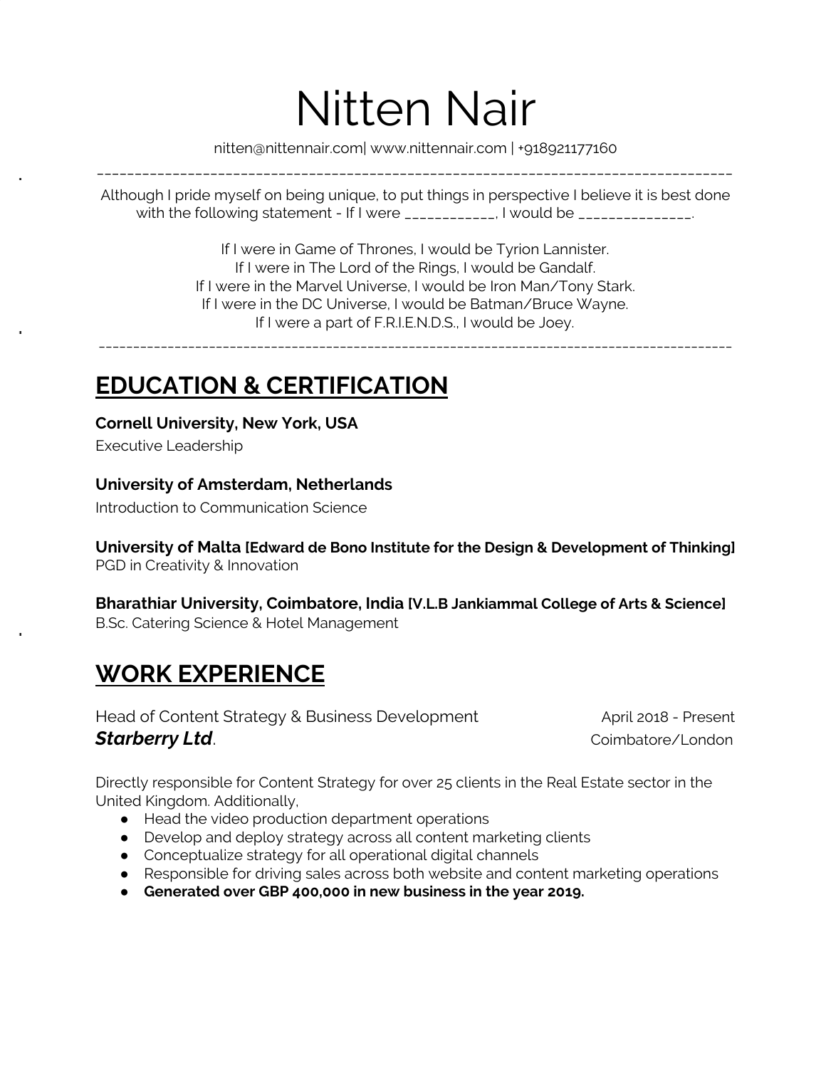# Nitten Nair

nitten@nittennair.com| www.nittennair.com | +918921177160

---

Although I pride myself on being unique, to put things in perspective I believe it is best done with the following statement - If I were ___________, I would be ______________.

If I were in Game of Thrones, I would be Tyrion Lannister.
If I were in The Lord of the Rings, I would be Gandalf.
If I were in the Marvel Universe, I would be Iron Man/Tony Stark.
If I were in the DC Universe, I would be Batman/Bruce Wayne.
If I were a part of F.R.I.E.N.D.S., I would be Joey.

---

## EDUCATION & CERTIFICATION

**Cornell University, New York, USA**
Executive Leadership

**University of Amsterdam, Netherlands**
Introduction to Communication Science

**University of Malta [Edward de Bono Institute for the Design & Development of Thinking]**
PGD in Creativity & Innovation

**Bharathiar University, Coimbatore, India [V.L.B Jankiammal College of Arts & Science]**
B.Sc. Catering Science & Hotel Management

## WORK EXPERIENCE

Head of Content Strategy & Business Development — April 2018 - Present
***Starberry Ltd***. — Coimbatore/London

Directly responsible for Content Strategy for over 25 clients in the Real Estate sector in the United Kingdom. Additionally,

- Head the video production department operations
- Develop and deploy strategy across all content marketing clients
- Conceptualize strategy for all operational digital channels
- Responsible for driving sales across both website and content marketing operations
- **Generated over GBP 400,000 in new business in the year 2019.**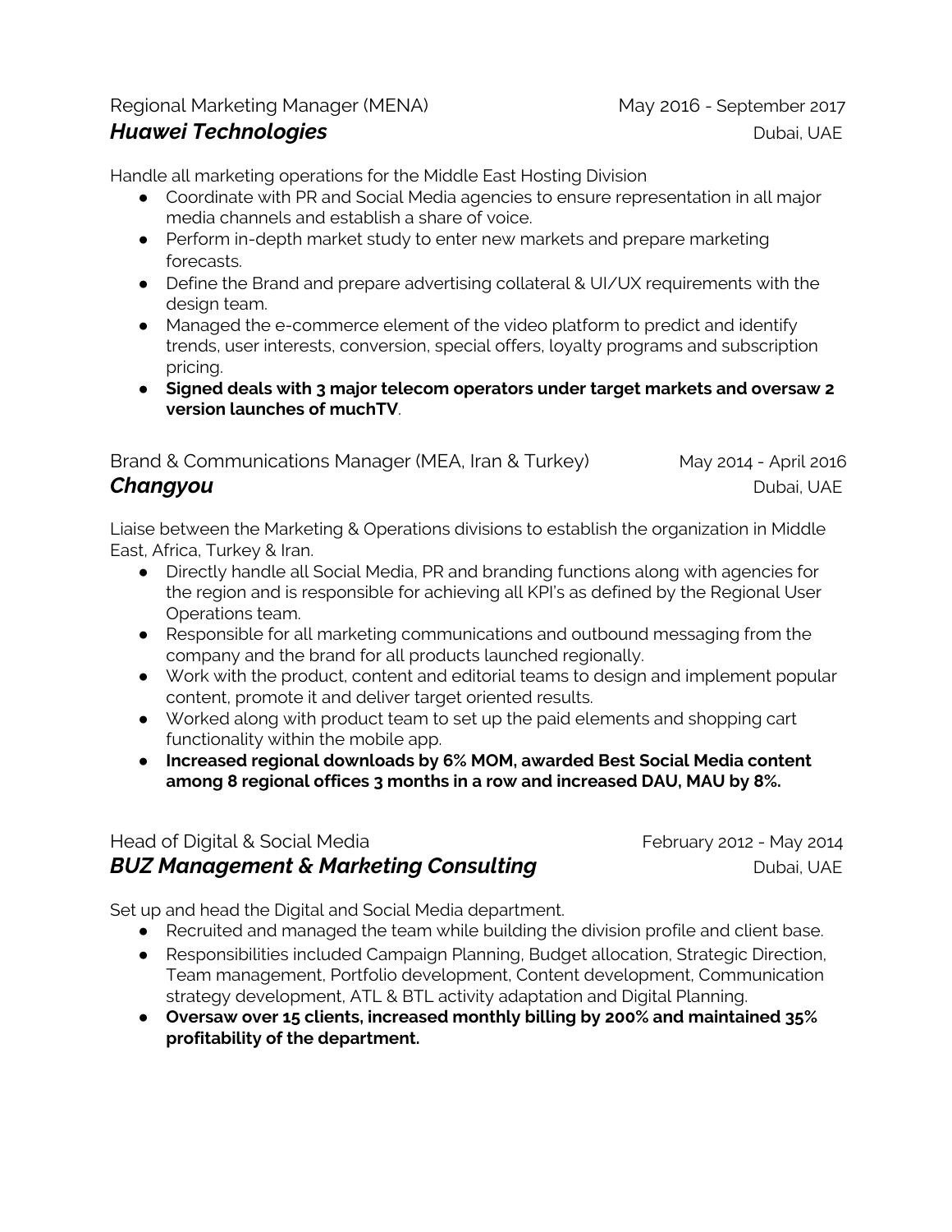Regional Marketing Manager (MENA) May 2016 - September 2017

***Huawei Technologies*** Dubai, UAE

Handle all marketing operations for the Middle East Hosting Division

- Coordinate with PR and Social Media agencies to ensure representation in all major media channels and establish a share of voice.
- Perform in-depth market study to enter new markets and prepare marketing forecasts.
- Define the Brand and prepare advertising collateral & UI/UX requirements with the design team.
- Managed the e-commerce element of the video platform to predict and identify trends, user interests, conversion, special offers, loyalty programs and subscription pricing.
- **Signed deals with 3 major telecom operators under target markets and oversaw 2 version launches of muchTV**.

Brand & Communications Manager (MEA, Iran & Turkey) May 2014 - April 2016

***Changyou*** Dubai, UAE

Liaise between the Marketing & Operations divisions to establish the organization in Middle East, Africa, Turkey & Iran.

- Directly handle all Social Media, PR and branding functions along with agencies for the region and is responsible for achieving all KPI's as defined by the Regional User Operations team.
- Responsible for all marketing communications and outbound messaging from the company and the brand for all products launched regionally.
- Work with the product, content and editorial teams to design and implement popular content, promote it and deliver target oriented results.
- Worked along with product team to set up the paid elements and shopping cart functionality within the mobile app.
- **Increased regional downloads by 6% MOM, awarded Best Social Media content among 8 regional offices 3 months in a row and increased DAU, MAU by 8%.**

Head of Digital & Social Media February 2012 - May 2014

***BUZ Management & Marketing Consulting*** Dubai, UAE

Set up and head the Digital and Social Media department.

- Recruited and managed the team while building the division profile and client base.
- Responsibilities included Campaign Planning, Budget allocation, Strategic Direction, Team management, Portfolio development, Content development, Communication strategy development, ATL & BTL activity adaptation and Digital Planning.
- **Oversaw over 15 clients, increased monthly billing by 200% and maintained 35% profitability of the department.**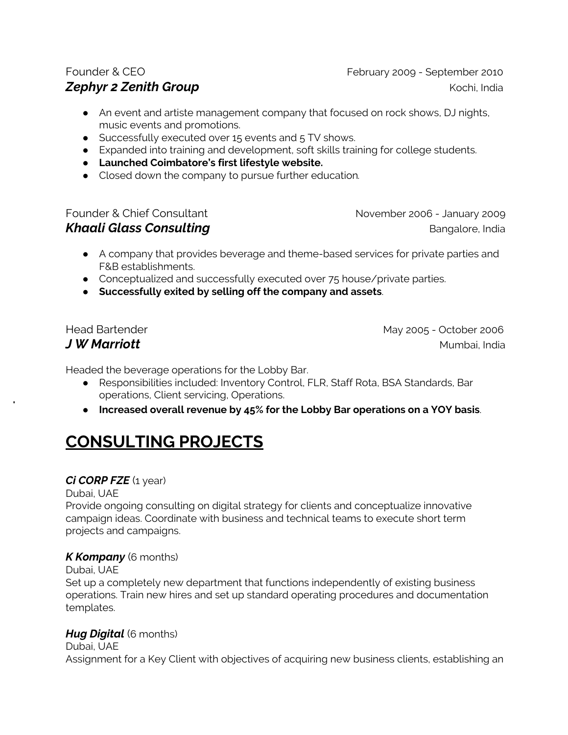Founder & CEO — February 2009 - September 2010

***Zephyr 2 Zenith Group*** — Kochi, India

- An event and artiste management company that focused on rock shows, DJ nights, music events and promotions.
- Successfully executed over 15 events and 5 TV shows.
- Expanded into training and development, soft skills training for college students.
- **Launched Coimbatore's first lifestyle website.**
- Closed down the company to pursue further education.

Founder & Chief Consultant — November 2006 - January 2009

***Khaali Glass Consulting*** — Bangalore, India

- A company that provides beverage and theme-based services for private parties and F&B establishments.
- Conceptualized and successfully executed over 75 house/private parties.
- **Successfully exited by selling off the company and assets**.

Head Bartender — May 2005 - October 2006

***J W Marriott*** — Mumbai, India

Headed the beverage operations for the Lobby Bar.

- Responsibilities included: Inventory Control, FLR, Staff Rota, BSA Standards, Bar operations, Client servicing, Operations.
- **Increased overall revenue by 45% for the Lobby Bar operations on a YOY basis**.

# CONSULTING PROJECTS

***Ci CORP FZE*** (1 year)

Dubai, UAE

Provide ongoing consulting on digital strategy for clients and conceptualize innovative campaign ideas. Coordinate with business and technical teams to execute short term projects and campaigns.

***K Kompany*** (6 months)

Dubai, UAE

Set up a completely new department that functions independently of existing business operations. Train new hires and set up standard operating procedures and documentation templates.

***Hug Digital*** (6 months)

Dubai, UAE

Assignment for a Key Client with objectives of acquiring new business clients, establishing an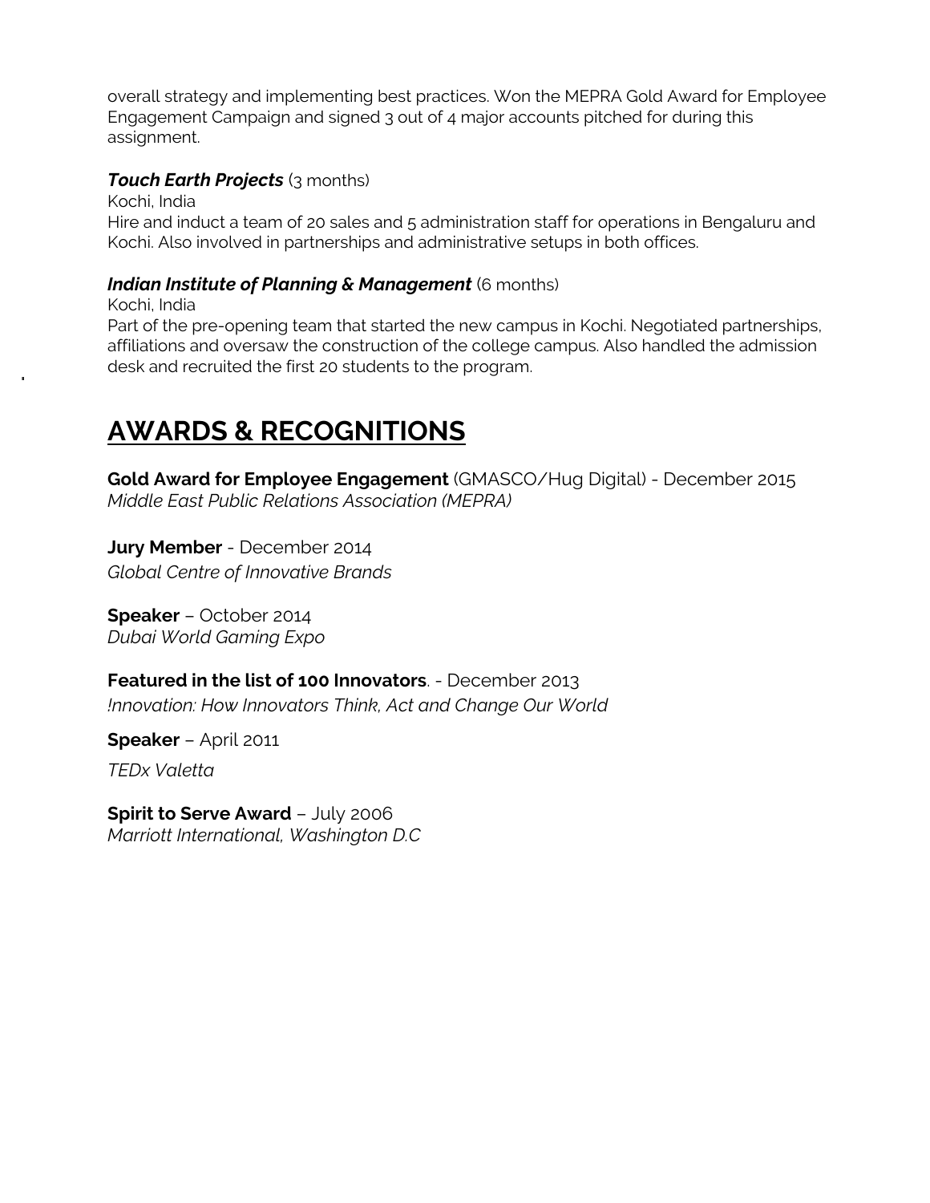overall strategy and implementing best practices. Won the MEPRA Gold Award for Employee Engagement Campaign and signed 3 out of 4 major accounts pitched for during this assignment.

***Touch Earth Projects*** (3 months)
Kochi, India
Hire and induct a team of 20 sales and 5 administration staff for operations in Bengaluru and Kochi. Also involved in partnerships and administrative setups in both offices.

***Indian Institute of Planning & Management*** (6 months)
Kochi, India
Part of the pre-opening team that started the new campus in Kochi. Negotiated partnerships, affiliations and oversaw the construction of the college campus. Also handled the admission desk and recruited the first 20 students to the program.

# AWARDS & RECOGNITIONS

**Gold Award for Employee Engagement** (GMASCO/Hug Digital) - December 2015
*Middle East Public Relations Association (MEPRA)*

**Jury Member** - December 2014
*Global Centre of Innovative Brands*

**Speaker** – October 2014
*Dubai World Gaming Expo*

**Featured in the list of 100 Innovators**. - December 2013
*!nnovation: How Innovators Think, Act and Change Our World*

**Speaker** – April 2011
*TEDx Valetta*

**Spirit to Serve Award** – July 2006
*Marriott International, Washington D.C*